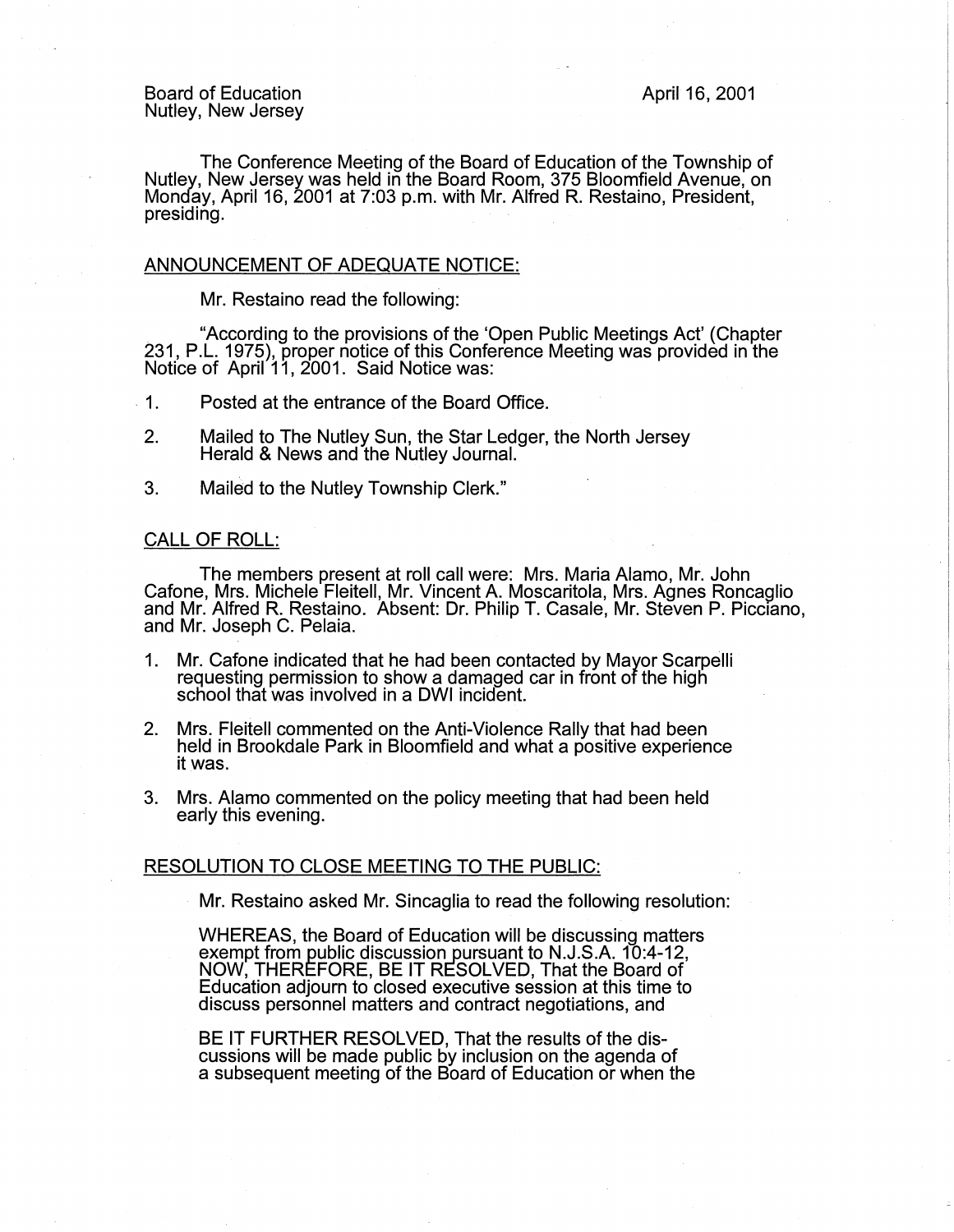Board of Education
Nutley, New Jersey

April 16, 2001

The Conference Meeting of the Board of Education of the Township of Nutley, New Jersey was held in the Board Room, 375 Bloomfield Avenue, on Monday, April 16, 2001 at 7:03 p.m. with Mr. Alfred R. Restaino, President, presiding.

## ANNOUNCEMENT OF ADEQUATE NOTICE:

Mr. Restaino read the following:

"According to the provisions of the 'Open Public Meetings Act' (Chapter 231, P.L. 1975), proper notice of this Conference Meeting was provided in the Notice of April 11, 2001. Said Notice was:

1. Posted at the entrance of the Board Office.
2. Mailed to The Nutley Sun, the Star Ledger, the North Jersey Herald & News and the Nutley Journal.
3. Mailed to the Nutley Township Clerk."

## CALL OF ROLL:

The members present at roll call were: Mrs. Maria Alamo, Mr. John Cafone, Mrs. Michele Fleitell, Mr. Vincent A. Moscaritola, Mrs. Agnes Roncaglio and Mr. Alfred R. Restaino. Absent: Dr. Philip T. Casale, Mr. Steven P. Picciano, and Mr. Joseph C. Pelaia.

1. Mr. Cafone indicated that he had been contacted by Mayor Scarpelli requesting permission to show a damaged car in front of the high school that was involved in a DWI incident.
2. Mrs. Fleitell commented on the Anti-Violence Rally that had been held in Brookdale Park in Bloomfield and what a positive experience it was.
3. Mrs. Alamo commented on the policy meeting that had been held early this evening.

## RESOLUTION TO CLOSE MEETING TO THE PUBLIC:

Mr. Restaino asked Mr. Sincaglia to read the following resolution:

WHEREAS, the Board of Education will be discussing matters exempt from public discussion pursuant to N.J.S.A. 10:4-12, NOW, THEREFORE, BE IT RESOLVED, That the Board of Education adjourn to closed executive session at this time to discuss personnel matters and contract negotiations, and

BE IT FURTHER RESOLVED, That the results of the discussions will be made public by inclusion on the agenda of a subsequent meeting of the Board of Education or when the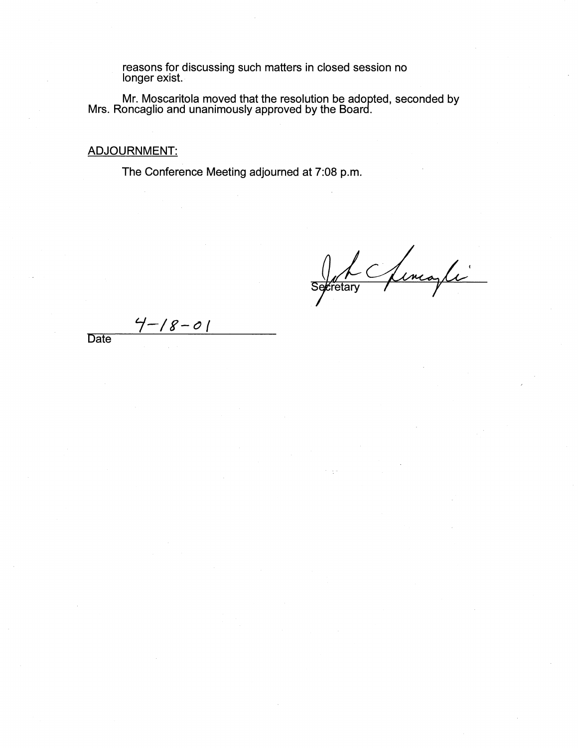reasons for discussing such matters in closed session no longer exist.

Mr. Moscaritola moved that the resolution be adopted, seconded by Mrs. Roncaglio and unanimously approved by the Board.

ADJOURNMENT:

The Conference Meeting adjourned at 7:08 p.m.

Secretary

4-18-01

Date